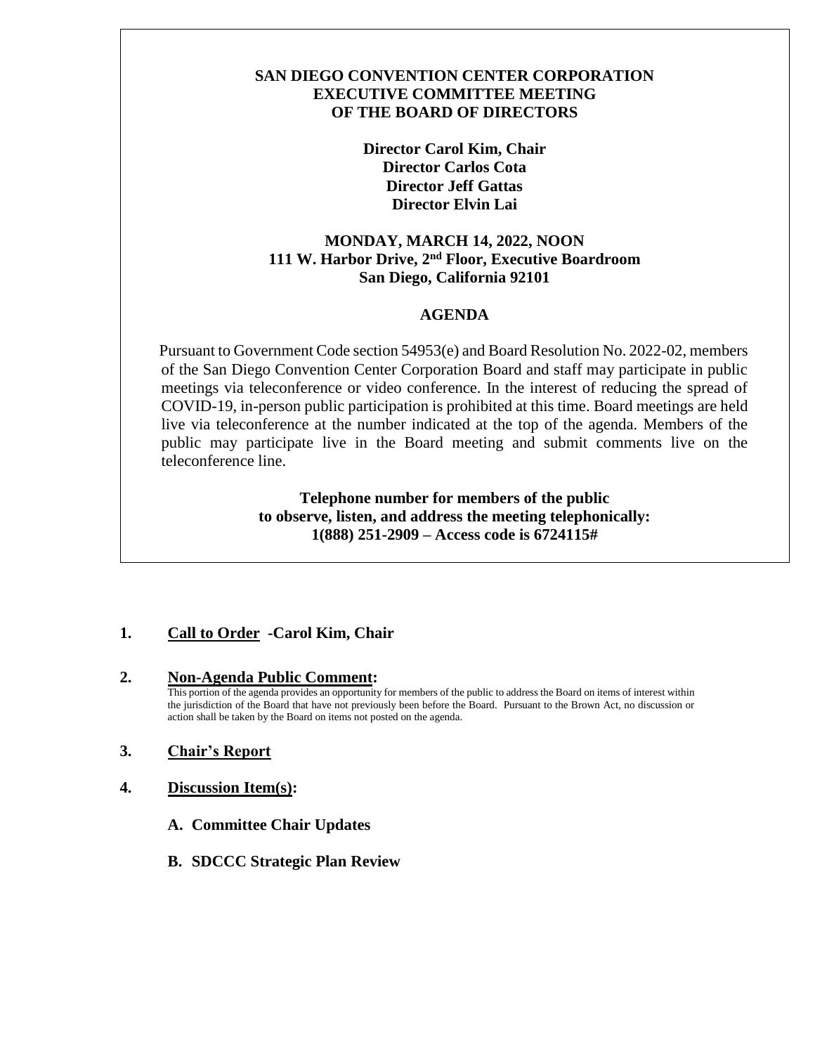**SAN DIEGO CONVENTION CENTER CORPORATION**
**EXECUTIVE COMMITTEE MEETING**
**OF THE BOARD OF DIRECTORS**

**Director Carol Kim, Chair**
**Director Carlos Cota**
**Director Jeff Gattas**
**Director Elvin Lai**

**MONDAY, MARCH 14, 2022, NOON**
**111 W. Harbor Drive, 2nd Floor, Executive Boardroom**
**San Diego, California 92101**

## AGENDA

Pursuant to Government Code section 54953(e) and Board Resolution No. 2022-02, members of the San Diego Convention Center Corporation Board and staff may participate in public meetings via teleconference or video conference. In the interest of reducing the spread of COVID-19, in-person public participation is prohibited at this time. Board meetings are held live via teleconference at the number indicated at the top of the agenda. Members of the public may participate live in the Board meeting and submit comments live on the teleconference line.

**Telephone number for members of the public to observe, listen, and address the meeting telephonically: 1(888) 251-2909 – Access code is 6724115#**

**1. Call to Order -Carol Kim, Chair**

**2. Non-Agenda Public Comment:**

This portion of the agenda provides an opportunity for members of the public to address the Board on items of interest within the jurisdiction of the Board that have not previously been before the Board. Pursuant to the Brown Act, no discussion or action shall be taken by the Board on items not posted on the agenda.

**3. Chair's Report**

**4. Discussion Item(s):**

**A. Committee Chair Updates**

**B. SDCCC Strategic Plan Review**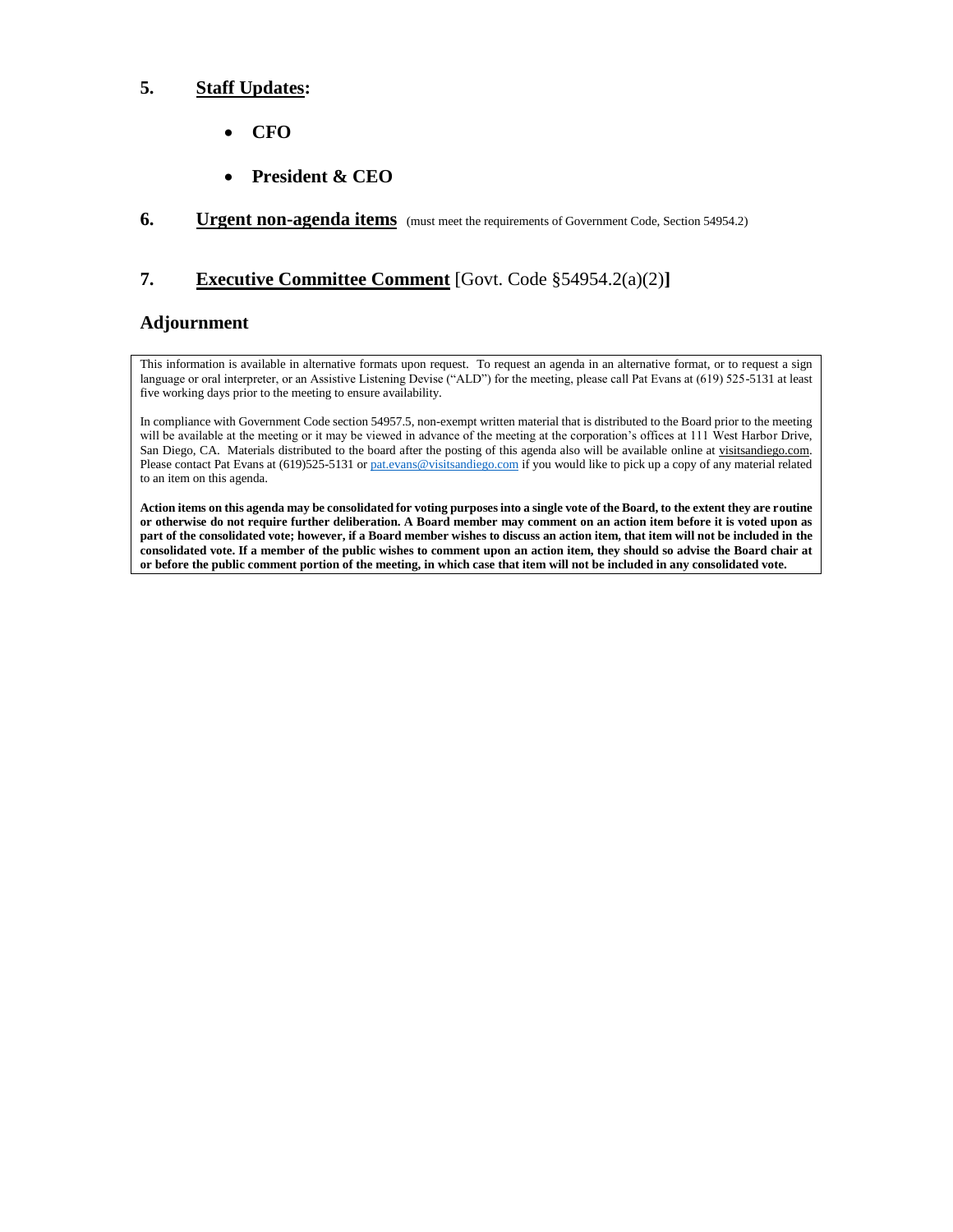## 5. Staff Updates:

- **CFO**
- **President & CEO**

## 6. Urgent non-agenda items (must meet the requirements of Government Code, Section 54954.2)

## 7. Executive Committee Comment [Govt. Code §54954.2(a)(2)]

## Adjournment

This information is available in alternative formats upon request. To request an agenda in an alternative format, or to request a sign language or oral interpreter, or an Assistive Listening Devise ("ALD") for the meeting, please call Pat Evans at (619) 525-5131 at least five working days prior to the meeting to ensure availability.

In compliance with Government Code section 54957.5, non-exempt written material that is distributed to the Board prior to the meeting will be available at the meeting or it may be viewed in advance of the meeting at the corporation's offices at 111 West Harbor Drive, San Diego, CA. Materials distributed to the board after the posting of this agenda also will be available online at visitsandiego.com. Please contact Pat Evans at (619)525-5131 or pat.evans@visitsandiego.com if you would like to pick up a copy of any material related to an item on this agenda.

**Action items on this agenda may be consolidated for voting purposes into a single vote of the Board, to the extent they are routine or otherwise do not require further deliberation. A Board member may comment on an action item before it is voted upon as part of the consolidated vote; however, if a Board member wishes to discuss an action item, that item will not be included in the consolidated vote. If a member of the public wishes to comment upon an action item, they should so advise the Board chair at or before the public comment portion of the meeting, in which case that item will not be included in any consolidated vote.**